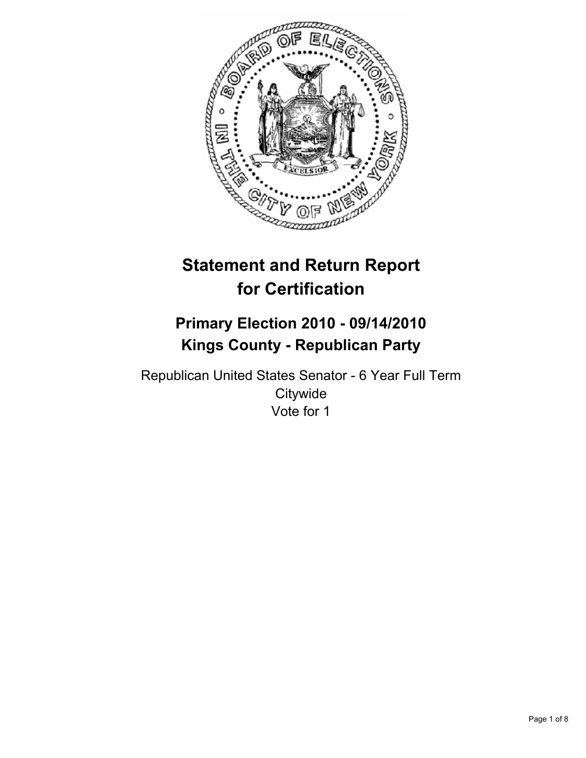# Statement and Return Report for Certification

## Primary Election 2010 - 09/14/2010
## Kings County - Republican Party

Republican United States Senator - 6 Year Full Term
Citywide
Vote for 1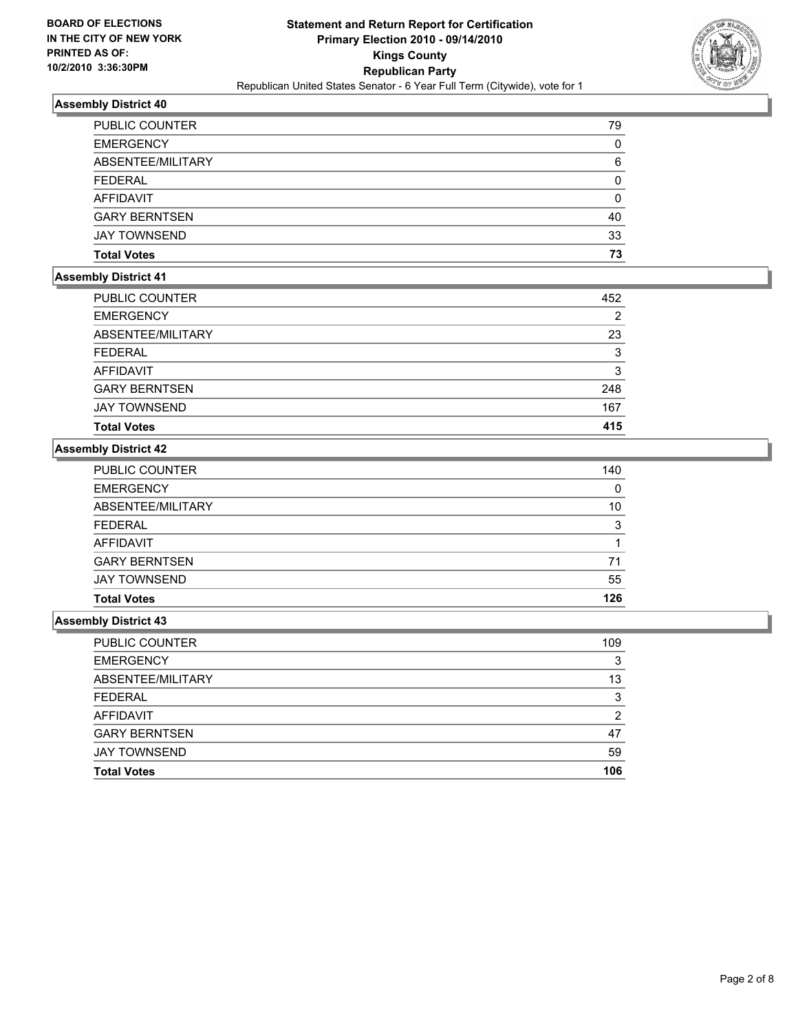**BOARD OF ELECTIONS IN THE CITY OF NEW YORK PRINTED AS OF: 10/2/2010 3:36:30PM**

**Statement and Return Report for Certification**
**Primary Election 2010 - 09/14/2010**
**Kings County**
**Republican Party**
Republican United States Senator - 6 Year Full Term (Citywide), vote for 1

### Assembly District 40

| | |
|---|---|
| PUBLIC COUNTER | 79 |
| EMERGENCY | 0 |
| ABSENTEE/MILITARY | 6 |
| FEDERAL | 0 |
| AFFIDAVIT | 0 |
| GARY BERNTSEN | 40 |
| JAY TOWNSEND | 33 |
| **Total Votes** | **73** |

### Assembly District 41

| | |
|---|---|
| PUBLIC COUNTER | 452 |
| EMERGENCY | 2 |
| ABSENTEE/MILITARY | 23 |
| FEDERAL | 3 |
| AFFIDAVIT | 3 |
| GARY BERNTSEN | 248 |
| JAY TOWNSEND | 167 |
| **Total Votes** | **415** |

### Assembly District 42

| | |
|---|---|
| PUBLIC COUNTER | 140 |
| EMERGENCY | 0 |
| ABSENTEE/MILITARY | 10 |
| FEDERAL | 3 |
| AFFIDAVIT | 1 |
| GARY BERNTSEN | 71 |
| JAY TOWNSEND | 55 |
| **Total Votes** | **126** |

### Assembly District 43

| | |
|---|---|
| PUBLIC COUNTER | 109 |
| EMERGENCY | 3 |
| ABSENTEE/MILITARY | 13 |
| FEDERAL | 3 |
| AFFIDAVIT | 2 |
| GARY BERNTSEN | 47 |
| JAY TOWNSEND | 59 |
| **Total Votes** | **106** |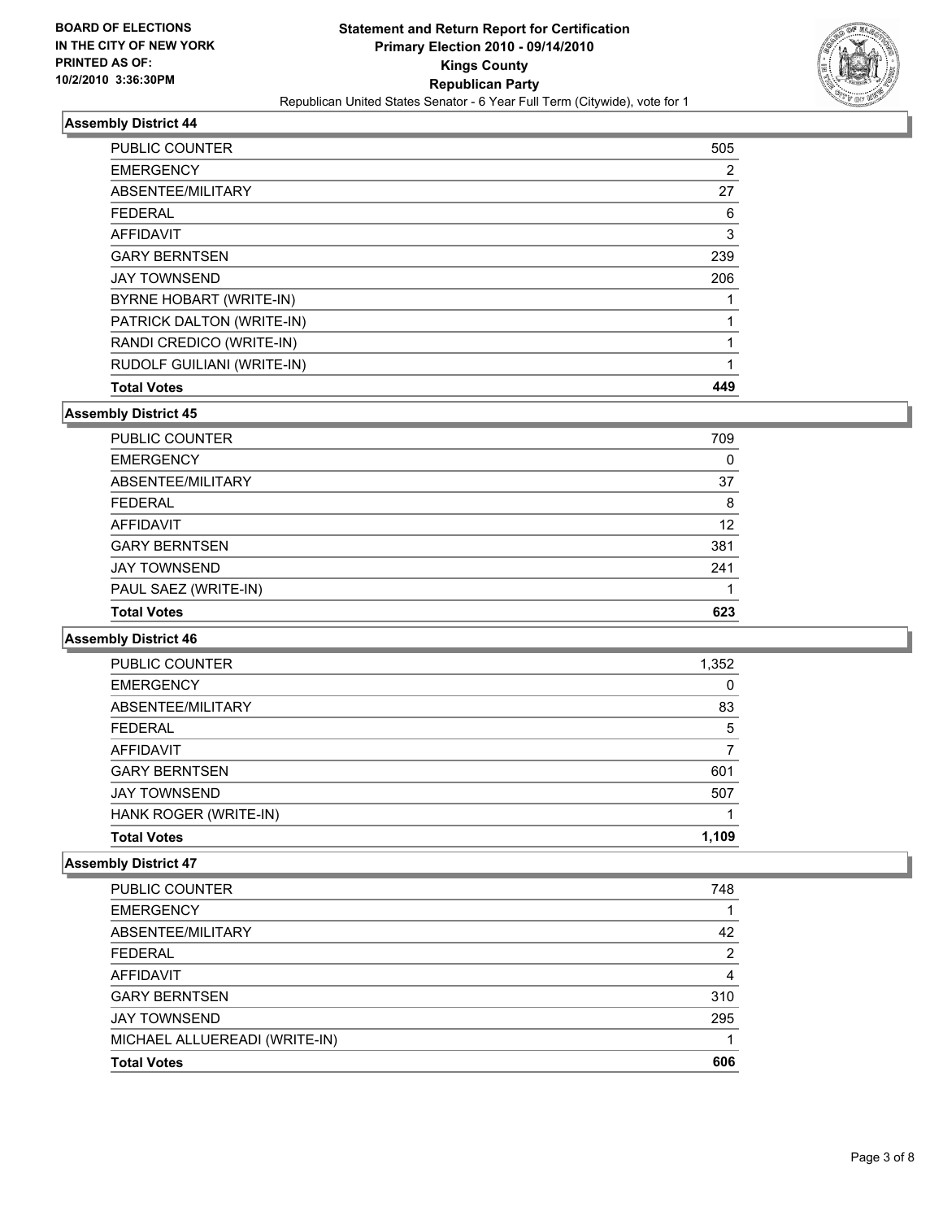BOARD OF ELECTIONS
IN THE CITY OF NEW YORK
PRINTED AS OF:
10/2/2010 3:36:30PM

**Statement and Return Report for Certification**
**Primary Election 2010 - 09/14/2010**
**Kings County**
**Republican Party**
Republican United States Senator - 6 Year Full Term (Citywide), vote for 1

### Assembly District 44

| | |
|---|---|
| PUBLIC COUNTER | 505 |
| EMERGENCY | 2 |
| ABSENTEE/MILITARY | 27 |
| FEDERAL | 6 |
| AFFIDAVIT | 3 |
| GARY BERNTSEN | 239 |
| JAY TOWNSEND | 206 |
| BYRNE HOBART (WRITE-IN) | 1 |
| PATRICK DALTON (WRITE-IN) | 1 |
| RANDI CREDICO (WRITE-IN) | 1 |
| RUDOLF GUILIANI (WRITE-IN) | 1 |
| **Total Votes** | **449** |

### Assembly District 45

| | |
|---|---|
| PUBLIC COUNTER | 709 |
| EMERGENCY | 0 |
| ABSENTEE/MILITARY | 37 |
| FEDERAL | 8 |
| AFFIDAVIT | 12 |
| GARY BERNTSEN | 381 |
| JAY TOWNSEND | 241 |
| PAUL SAEZ (WRITE-IN) | 1 |
| **Total Votes** | **623** |

### Assembly District 46

| | |
|---|---|
| PUBLIC COUNTER | 1,352 |
| EMERGENCY | 0 |
| ABSENTEE/MILITARY | 83 |
| FEDERAL | 5 |
| AFFIDAVIT | 7 |
| GARY BERNTSEN | 601 |
| JAY TOWNSEND | 507 |
| HANK ROGER (WRITE-IN) | 1 |
| **Total Votes** | **1,109** |

### Assembly District 47

| | |
|---|---|
| PUBLIC COUNTER | 748 |
| EMERGENCY | 1 |
| ABSENTEE/MILITARY | 42 |
| FEDERAL | 2 |
| AFFIDAVIT | 4 |
| GARY BERNTSEN | 310 |
| JAY TOWNSEND | 295 |
| MICHAEL ALLUEREADI (WRITE-IN) | 1 |
| **Total Votes** | **606** |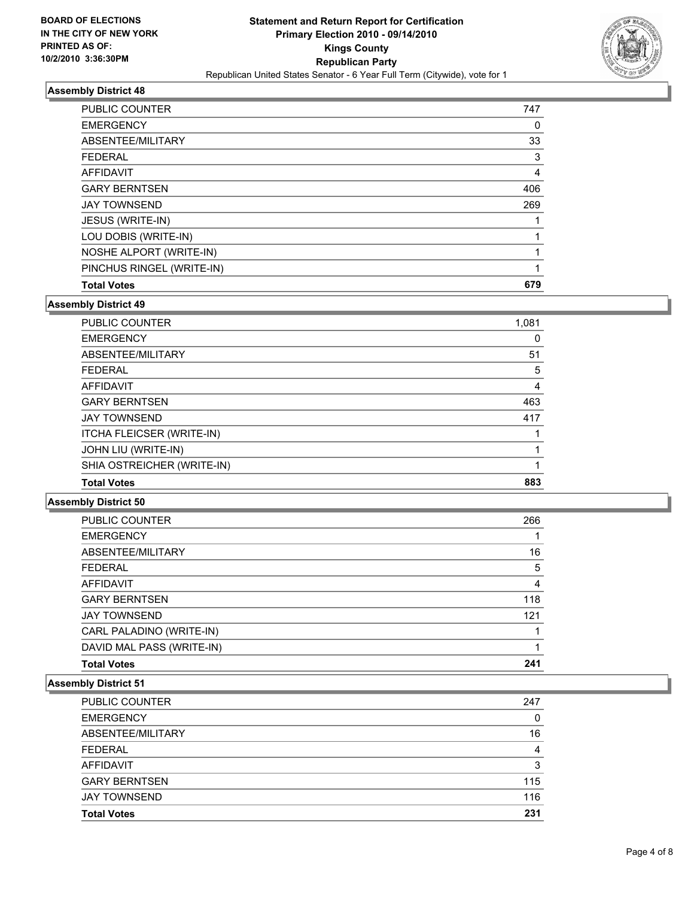**BOARD OF ELECTIONS IN THE CITY OF NEW YORK PRINTED AS OF: 10/2/2010 3:36:30PM**

# Statement and Return Report for Certification
## Primary Election 2010 - 09/14/2010
## Kings County
## Republican Party
Republican United States Senator - 6 Year Full Term (Citywide), vote for 1

### Assembly District 48

| | |
|---|---|
| PUBLIC COUNTER | 747 |
| EMERGENCY | 0 |
| ABSENTEE/MILITARY | 33 |
| FEDERAL | 3 |
| AFFIDAVIT | 4 |
| GARY BERNTSEN | 406 |
| JAY TOWNSEND | 269 |
| JESUS (WRITE-IN) | 1 |
| LOU DOBIS (WRITE-IN) | 1 |
| NOSHE ALPORT (WRITE-IN) | 1 |
| PINCHUS RINGEL (WRITE-IN) | 1 |
| **Total Votes** | **679** |

### Assembly District 49

| | |
|---|---|
| PUBLIC COUNTER | 1,081 |
| EMERGENCY | 0 |
| ABSENTEE/MILITARY | 51 |
| FEDERAL | 5 |
| AFFIDAVIT | 4 |
| GARY BERNTSEN | 463 |
| JAY TOWNSEND | 417 |
| ITCHA FLEICSER (WRITE-IN) | 1 |
| JOHN LIU (WRITE-IN) | 1 |
| SHIA OSTREICHER (WRITE-IN) | 1 |
| **Total Votes** | **883** |

### Assembly District 50

| | |
|---|---|
| PUBLIC COUNTER | 266 |
| EMERGENCY | 1 |
| ABSENTEE/MILITARY | 16 |
| FEDERAL | 5 |
| AFFIDAVIT | 4 |
| GARY BERNTSEN | 118 |
| JAY TOWNSEND | 121 |
| CARL PALADINO (WRITE-IN) | 1 |
| DAVID MAL PASS (WRITE-IN) | 1 |
| **Total Votes** | **241** |

### Assembly District 51

| | |
|---|---|
| PUBLIC COUNTER | 247 |
| EMERGENCY | 0 |
| ABSENTEE/MILITARY | 16 |
| FEDERAL | 4 |
| AFFIDAVIT | 3 |
| GARY BERNTSEN | 115 |
| JAY TOWNSEND | 116 |
| **Total Votes** | **231** |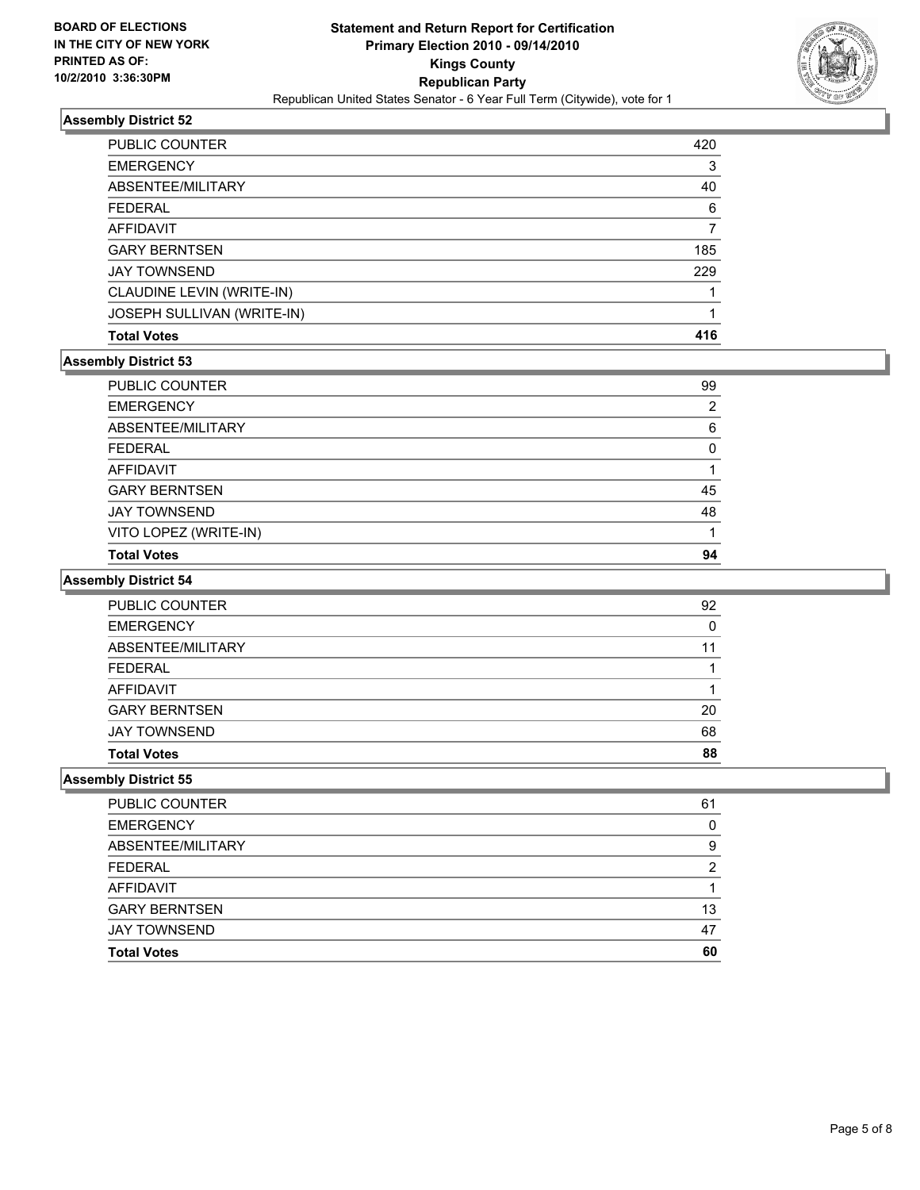**BOARD OF ELECTIONS IN THE CITY OF NEW YORK PRINTED AS OF: 10/2/2010 3:36:30PM**

**Statement and Return Report for Certification**
**Primary Election 2010 - 09/14/2010**
**Kings County**
**Republican Party**
Republican United States Senator - 6 Year Full Term (Citywide), vote for 1

### Assembly District 52

| | |
|---|---|
| PUBLIC COUNTER | 420 |
| EMERGENCY | 3 |
| ABSENTEE/MILITARY | 40 |
| FEDERAL | 6 |
| AFFIDAVIT | 7 |
| GARY BERNTSEN | 185 |
| JAY TOWNSEND | 229 |
| CLAUDINE LEVIN (WRITE-IN) | 1 |
| JOSEPH SULLIVAN (WRITE-IN) | 1 |
| **Total Votes** | **416** |

### Assembly District 53

| | |
|---|---|
| PUBLIC COUNTER | 99 |
| EMERGENCY | 2 |
| ABSENTEE/MILITARY | 6 |
| FEDERAL | 0 |
| AFFIDAVIT | 1 |
| GARY BERNTSEN | 45 |
| JAY TOWNSEND | 48 |
| VITO LOPEZ (WRITE-IN) | 1 |
| **Total Votes** | **94** |

### Assembly District 54

| | |
|---|---|
| PUBLIC COUNTER | 92 |
| EMERGENCY | 0 |
| ABSENTEE/MILITARY | 11 |
| FEDERAL | 1 |
| AFFIDAVIT | 1 |
| GARY BERNTSEN | 20 |
| JAY TOWNSEND | 68 |
| **Total Votes** | **88** |

### Assembly District 55

| | |
|---|---|
| PUBLIC COUNTER | 61 |
| EMERGENCY | 0 |
| ABSENTEE/MILITARY | 9 |
| FEDERAL | 2 |
| AFFIDAVIT | 1 |
| GARY BERNTSEN | 13 |
| JAY TOWNSEND | 47 |
| **Total Votes** | **60** |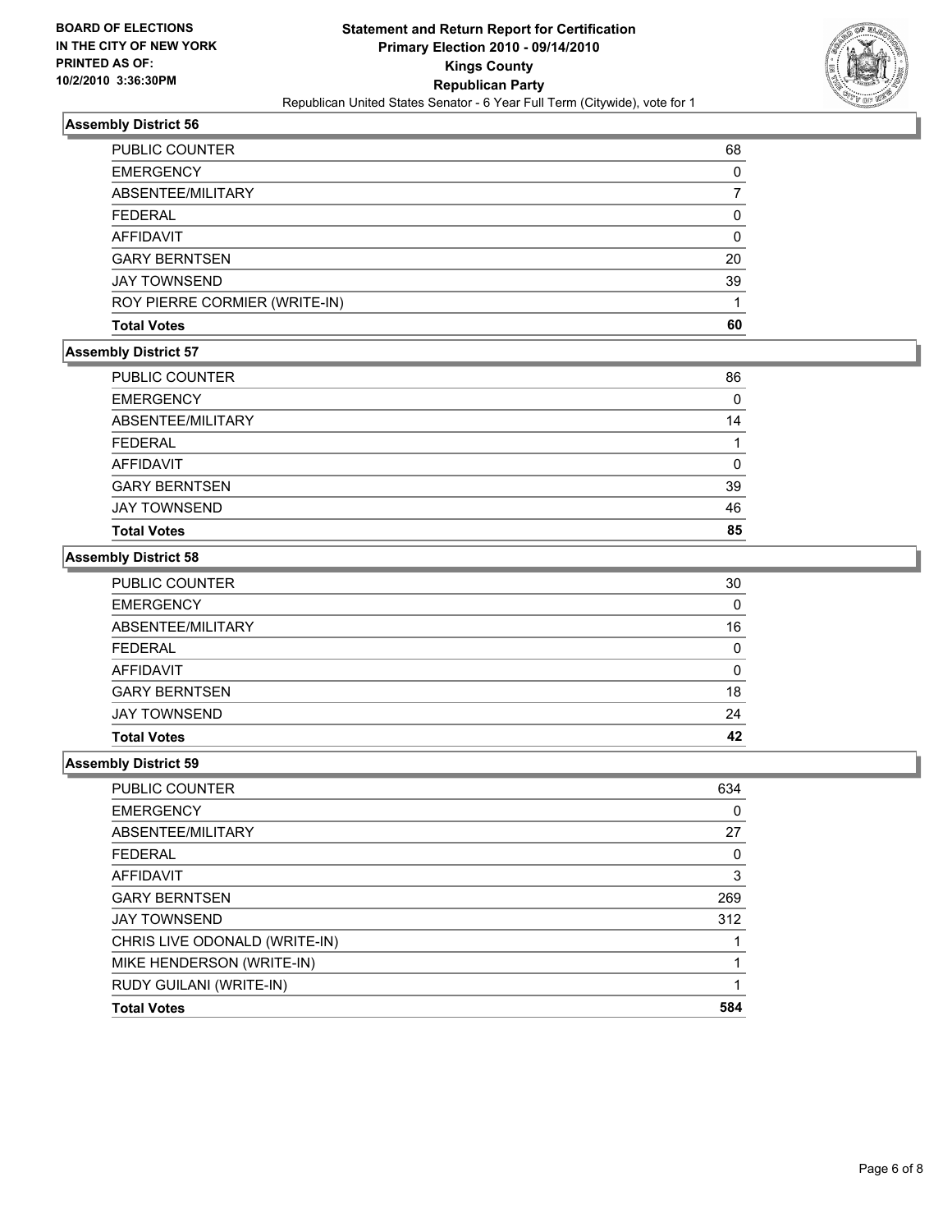**BOARD OF ELECTIONS IN THE CITY OF NEW YORK PRINTED AS OF: 10/2/2010 3:36:30PM**

# Statement and Return Report for Certification
## Primary Election 2010 - 09/14/2010
## Kings County
## Republican Party
### Republican United States Senator - 6 Year Full Term (Citywide), vote for 1

### Assembly District 56

| | |
|---|---|
| PUBLIC COUNTER | 68 |
| EMERGENCY | 0 |
| ABSENTEE/MILITARY | 7 |
| FEDERAL | 0 |
| AFFIDAVIT | 0 |
| GARY BERNTSEN | 20 |
| JAY TOWNSEND | 39 |
| ROY PIERRE CORMIER (WRITE-IN) | 1 |
| **Total Votes** | **60** |

### Assembly District 57

| | |
|---|---|
| PUBLIC COUNTER | 86 |
| EMERGENCY | 0 |
| ABSENTEE/MILITARY | 14 |
| FEDERAL | 1 |
| AFFIDAVIT | 0 |
| GARY BERNTSEN | 39 |
| JAY TOWNSEND | 46 |
| **Total Votes** | **85** |

### Assembly District 58

| | |
|---|---|
| PUBLIC COUNTER | 30 |
| EMERGENCY | 0 |
| ABSENTEE/MILITARY | 16 |
| FEDERAL | 0 |
| AFFIDAVIT | 0 |
| GARY BERNTSEN | 18 |
| JAY TOWNSEND | 24 |
| **Total Votes** | **42** |

### Assembly District 59

| | |
|---|---|
| PUBLIC COUNTER | 634 |
| EMERGENCY | 0 |
| ABSENTEE/MILITARY | 27 |
| FEDERAL | 0 |
| AFFIDAVIT | 3 |
| GARY BERNTSEN | 269 |
| JAY TOWNSEND | 312 |
| CHRIS LIVE ODONALD (WRITE-IN) | 1 |
| MIKE HENDERSON (WRITE-IN) | 1 |
| RUDY GUILANI (WRITE-IN) | 1 |
| **Total Votes** | **584** |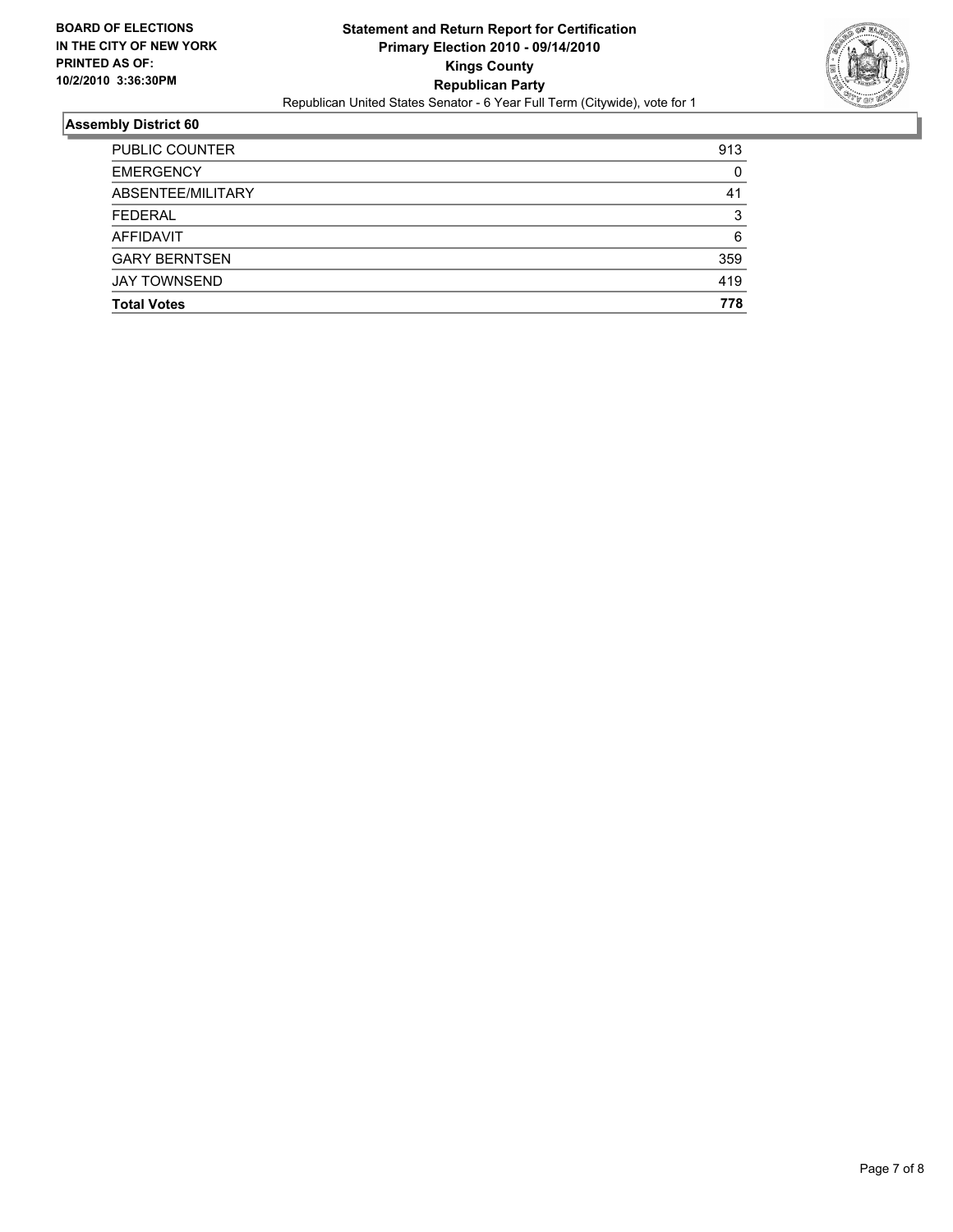**BOARD OF ELECTIONS IN THE CITY OF NEW YORK**
**PRINTED AS OF:**
**10/2/2010 3:36:30PM**

**Statement and Return Report for Certification**
**Primary Election 2010 - 09/14/2010**
**Kings County**
**Republican Party**
Republican United States Senator - 6 Year Full Term (Citywide), vote for 1

### Assembly District 60

| | |
|---|---|
| PUBLIC COUNTER | 913 |
| EMERGENCY | 0 |
| ABSENTEE/MILITARY | 41 |
| FEDERAL | 3 |
| AFFIDAVIT | 6 |
| GARY BERNTSEN | 359 |
| JAY TOWNSEND | 419 |
| **Total Votes** | **778** |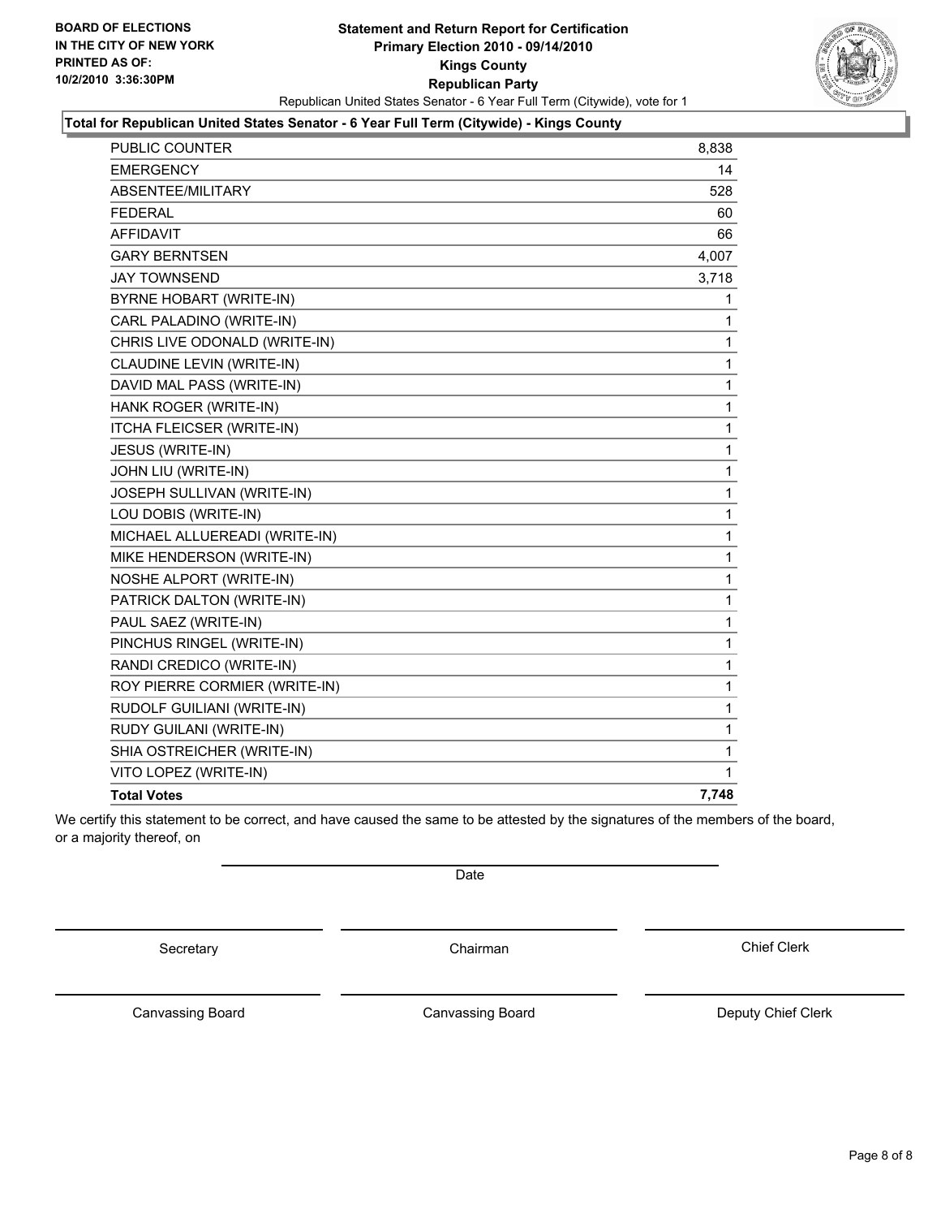**BOARD OF ELECTIONS IN THE CITY OF NEW YORK PRINTED AS OF: 10/2/2010 3:36:30PM**

**Statement and Return Report for Certification**
**Primary Election 2010 - 09/14/2010**
**Kings County**
**Republican Party**
Republican United States Senator - 6 Year Full Term (Citywide), vote for 1

**Total for Republican United States Senator - 6 Year Full Term (Citywide) - Kings County**

| | |
|---|---|
| PUBLIC COUNTER | 8,838 |
| EMERGENCY | 14 |
| ABSENTEE/MILITARY | 528 |
| FEDERAL | 60 |
| AFFIDAVIT | 66 |
| GARY BERNTSEN | 4,007 |
| JAY TOWNSEND | 3,718 |
| BYRNE HOBART (WRITE-IN) | 1 |
| CARL PALADINO (WRITE-IN) | 1 |
| CHRIS LIVE ODONALD (WRITE-IN) | 1 |
| CLAUDINE LEVIN (WRITE-IN) | 1 |
| DAVID MAL PASS (WRITE-IN) | 1 |
| HANK ROGER (WRITE-IN) | 1 |
| ITCHA FLEICSER (WRITE-IN) | 1 |
| JESUS (WRITE-IN) | 1 |
| JOHN LIU (WRITE-IN) | 1 |
| JOSEPH SULLIVAN (WRITE-IN) | 1 |
| LOU DOBIS (WRITE-IN) | 1 |
| MICHAEL ALLUEREADI (WRITE-IN) | 1 |
| MIKE HENDERSON (WRITE-IN) | 1 |
| NOSHE ALPORT (WRITE-IN) | 1 |
| PATRICK DALTON (WRITE-IN) | 1 |
| PAUL SAEZ (WRITE-IN) | 1 |
| PINCHUS RINGEL (WRITE-IN) | 1 |
| RANDI CREDICO (WRITE-IN) | 1 |
| ROY PIERRE CORMIER (WRITE-IN) | 1 |
| RUDOLF GUILIANI (WRITE-IN) | 1 |
| RUDY GUILANI (WRITE-IN) | 1 |
| SHIA OSTREICHER (WRITE-IN) | 1 |
| VITO LOPEZ (WRITE-IN) | 1 |
| **Total Votes** | **7,748** |

We certify this statement to be correct, and have caused the same to be attested by the signatures of the members of the board, or a majority thereof, on

Date

Secretary | Chairman | Chief Clerk

Canvassing Board | Canvassing Board | Deputy Chief Clerk